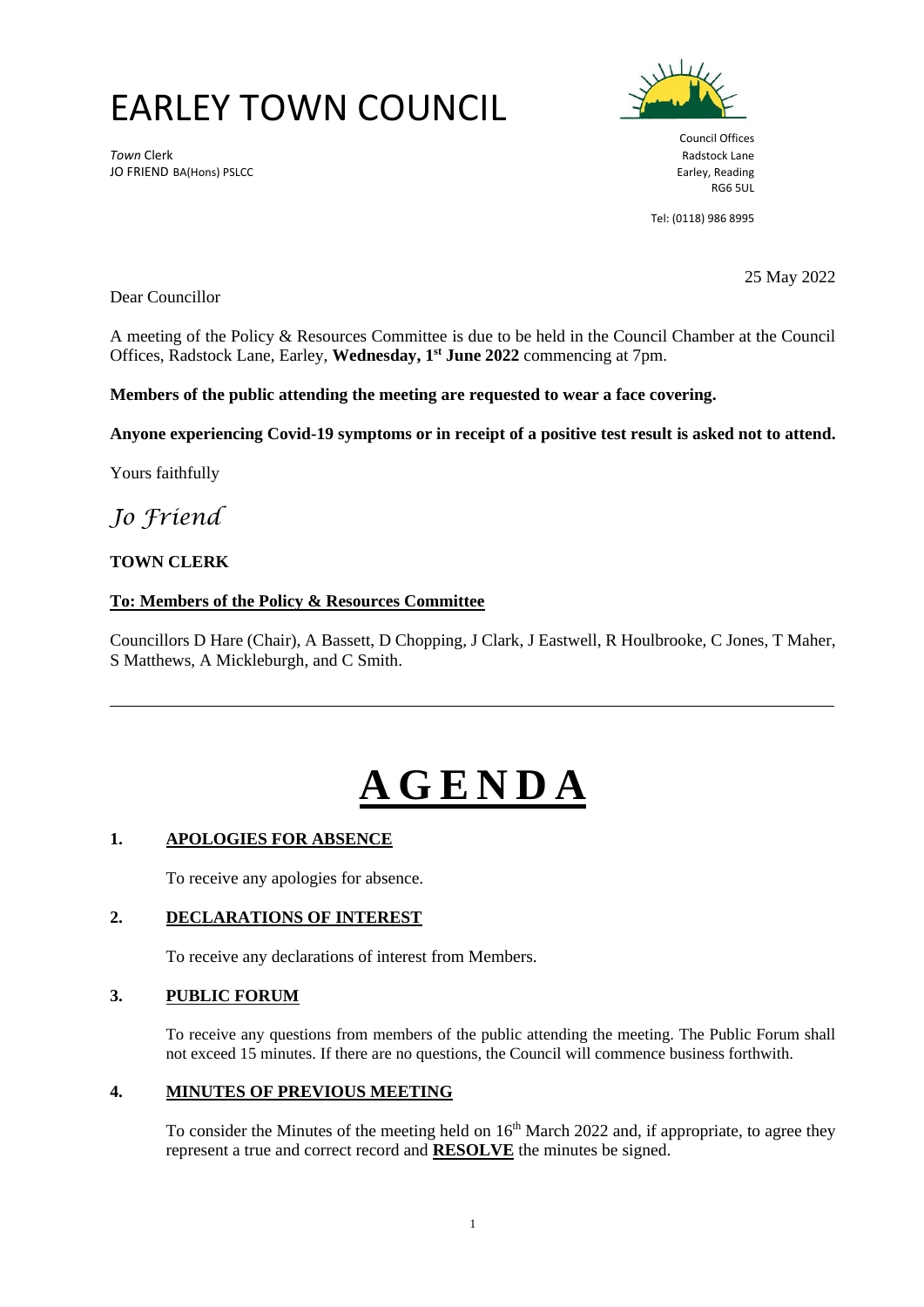# EARLEY TOWN COUNCIL

*Town* Clerk
JO FRIEND BA(Hons) PSLCC

Council Offices
Radstock Lane
Earley, Reading
RG6 5UL

Tel: (0118) 986 8995

25 May 2022

Dear Councillor

A meeting of the Policy & Resources Committee is due to be held in the Council Chamber at the Council Offices, Radstock Lane, Earley, **Wednesday, 1st June 2022** commencing at 7pm.

**Members of the public attending the meeting are requested to wear a face covering.**

**Anyone experiencing Covid-19 symptoms or in receipt of a positive test result is asked not to attend.**

Yours faithfully

*Jo Friend*

**TOWN CLERK**

**To: Members of the Policy & Resources Committee**

Councillors D Hare (Chair), A Bassett, D Chopping, J Clark, J Eastwell, R Houlbrooke, C Jones, T Maher, S Matthews, A Mickleburgh, and C Smith.

---

# AGENDA

## 1. APOLOGIES FOR ABSENCE

To receive any apologies for absence.

## 2. DECLARATIONS OF INTEREST

To receive any declarations of interest from Members.

## 3. PUBLIC FORUM

To receive any questions from members of the public attending the meeting. The Public Forum shall not exceed 15 minutes. If there are no questions, the Council will commence business forthwith.

## 4. MINUTES OF PREVIOUS MEETING

To consider the Minutes of the meeting held on 16th March 2022 and, if appropriate, to agree they represent a true and correct record and **RESOLVE** the minutes be signed.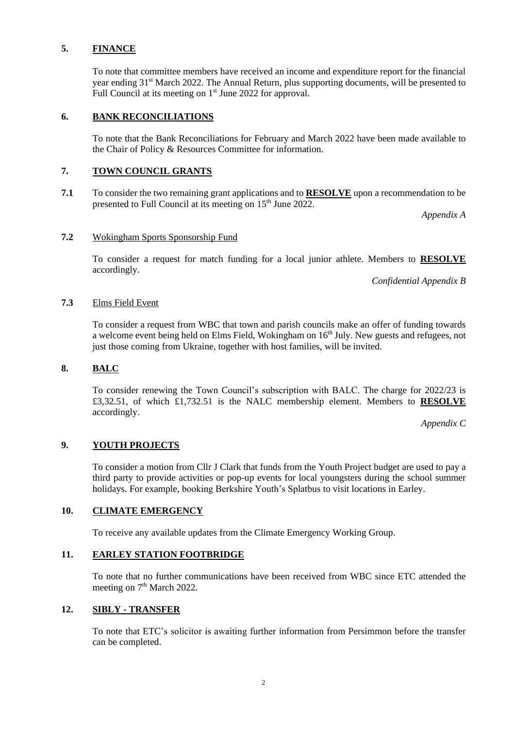## 5. FINANCE

To note that committee members have received an income and expenditure report for the financial year ending 31st March 2022. The Annual Return, plus supporting documents, will be presented to Full Council at its meeting on 1st June 2022 for approval.

## 6. BANK RECONCILIATIONS

To note that the Bank Reconciliations for February and March 2022 have been made available to the Chair of Policy & Resources Committee for information.

## 7. TOWN COUNCIL GRANTS

**7.1** To consider the two remaining grant applications and to **RESOLVE** upon a recommendation to be presented to Full Council at its meeting on 15th June 2022.

*Appendix A*

**7.2** Wokingham Sports Sponsorship Fund

To consider a request for match funding for a local junior athlete. Members to **RESOLVE** accordingly.

*Confidential Appendix B*

**7.3** Elms Field Event

To consider a request from WBC that town and parish councils make an offer of funding towards a welcome event being held on Elms Field, Wokingham on 16th July. New guests and refugees, not just those coming from Ukraine, together with host families, will be invited.

## 8. BALC

To consider renewing the Town Council's subscription with BALC. The charge for 2022/23 is £3,32.51, of which £1,732.51 is the NALC membership element. Members to **RESOLVE** accordingly.

*Appendix C*

## 9. YOUTH PROJECTS

To consider a motion from Cllr J Clark that funds from the Youth Project budget are used to pay a third party to provide activities or pop-up events for local youngsters during the school summer holidays. For example, booking Berkshire Youth's Splatbus to visit locations in Earley.

## 10. CLIMATE EMERGENCY

To receive any available updates from the Climate Emergency Working Group.

## 11. EARLEY STATION FOOTBRIDGE

To note that no further communications have been received from WBC since ETC attended the meeting on 7th March 2022.

## 12. SIBLY - TRANSFER

To note that ETC's solicitor is awaiting further information from Persimmon before the transfer can be completed.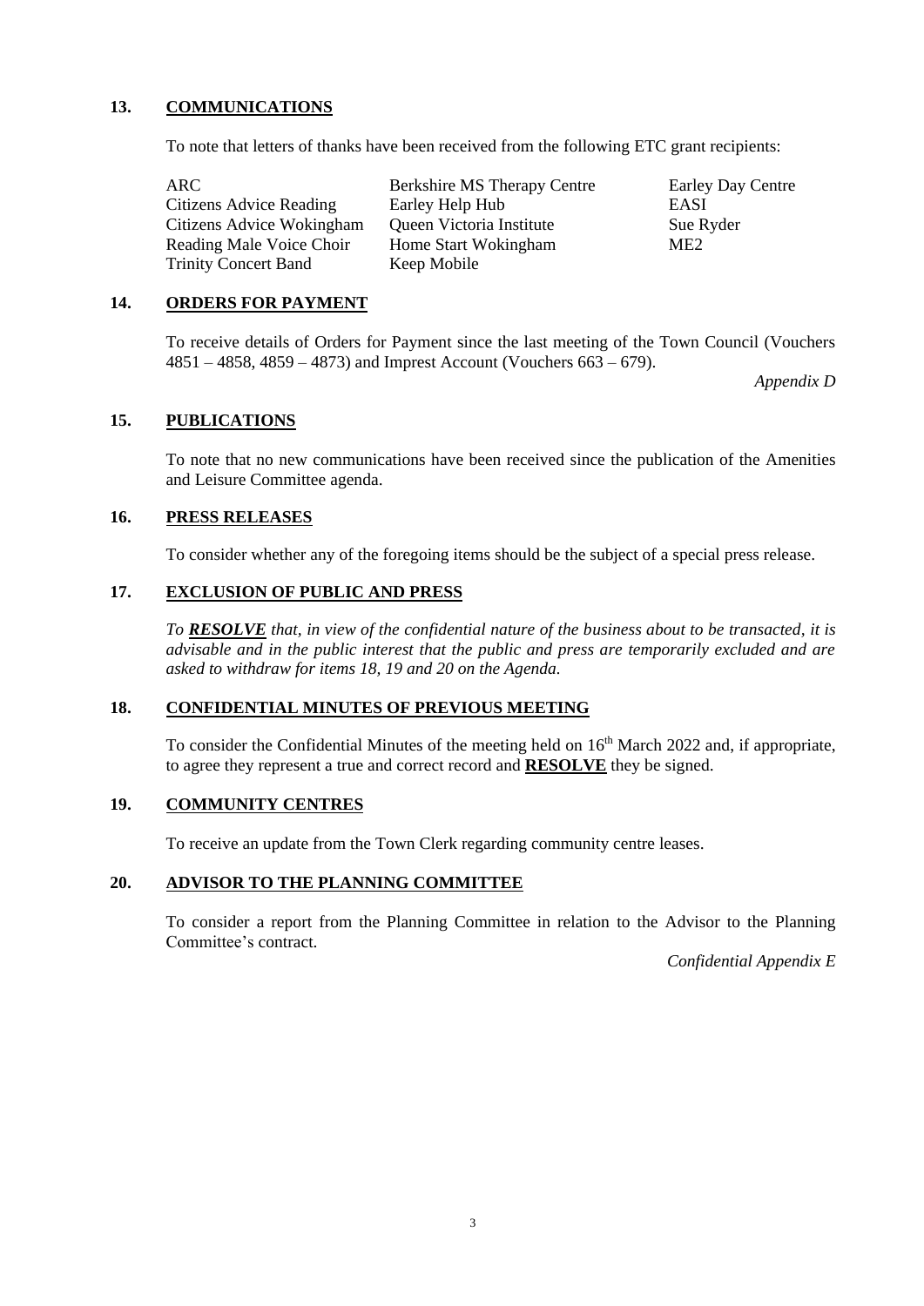## 13. COMMUNICATIONS

To note that letters of thanks have been received from the following ETC grant recipients:

| | | |
|---|---|---|
| ARC | Berkshire MS Therapy Centre | Earley Day Centre |
| Citizens Advice Reading | Earley Help Hub | EASI |
| Citizens Advice Wokingham | Queen Victoria Institute | Sue Ryder |
| Reading Male Voice Choir | Home Start Wokingham | ME2 |
| Trinity Concert Band | Keep Mobile | |

## 14. ORDERS FOR PAYMENT

To receive details of Orders for Payment since the last meeting of the Town Council (Vouchers 4851 – 4858, 4859 – 4873) and Imprest Account (Vouchers 663 – 679).

*Appendix D*

## 15. PUBLICATIONS

To note that no new communications have been received since the publication of the Amenities and Leisure Committee agenda.

## 16. PRESS RELEASES

To consider whether any of the foregoing items should be the subject of a special press release.

## 17. EXCLUSION OF PUBLIC AND PRESS

*To **RESOLVE** that, in view of the confidential nature of the business about to be transacted, it is advisable and in the public interest that the public and press are temporarily excluded and are asked to withdraw for items 18, 19 and 20 on the Agenda.*

## 18. CONFIDENTIAL MINUTES OF PREVIOUS MEETING

To consider the Confidential Minutes of the meeting held on 16th March 2022 and, if appropriate, to agree they represent a true and correct record and **RESOLVE** they be signed.

## 19. COMMUNITY CENTRES

To receive an update from the Town Clerk regarding community centre leases.

## 20. ADVISOR TO THE PLANNING COMMITTEE

To consider a report from the Planning Committee in relation to the Advisor to the Planning Committee's contract.

*Confidential Appendix E*